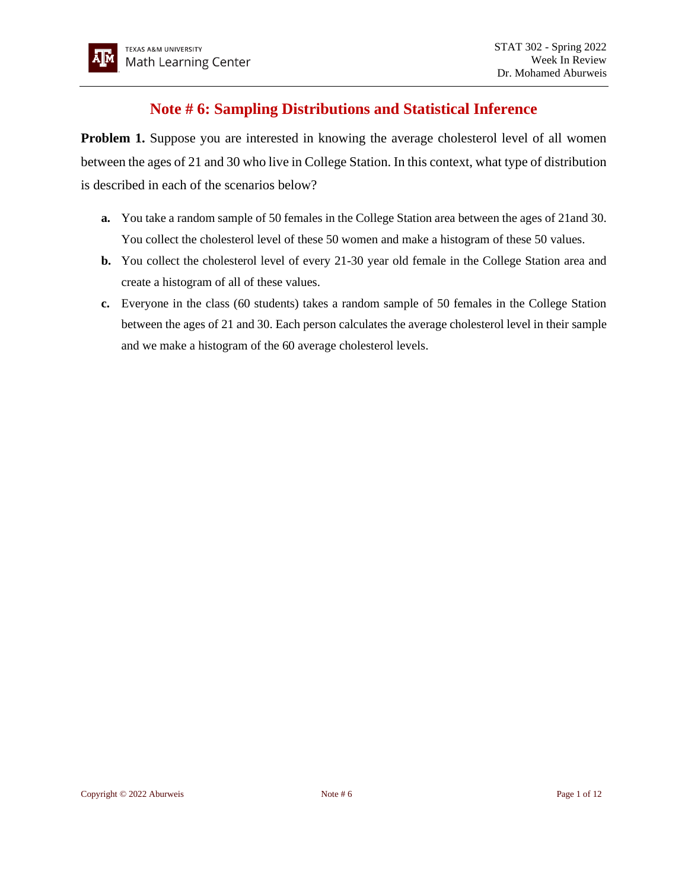# Note # 6: Sampling Distributions and Statistical Inference

**Problem 1.** Suppose you are interested in knowing the average cholesterol level of all women between the ages of 21 and 30 who live in College Station. In this context, what type of distribution is described in each of the scenarios below?

**a.** You take a random sample of 50 females in the College Station area between the ages of 21and 30. You collect the cholesterol level of these 50 women and make a histogram of these 50 values.

**b.** You collect the cholesterol level of every 21-30 year old female in the College Station area and create a histogram of all of these values.

**c.** Everyone in the class (60 students) takes a random sample of 50 females in the College Station between the ages of 21 and 30. Each person calculates the average cholesterol level in their sample and we make a histogram of the 60 average cholesterol levels.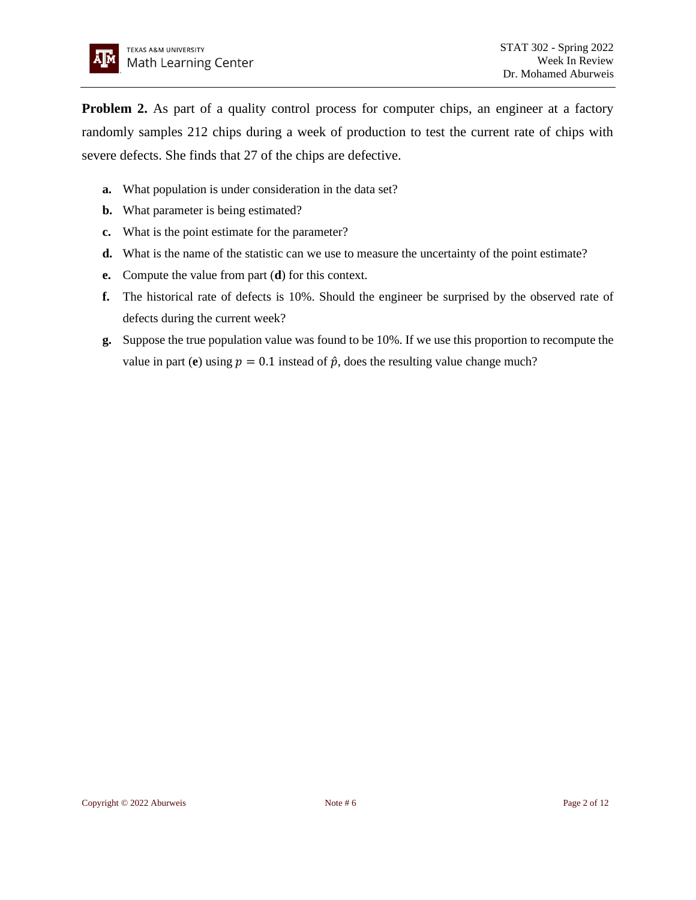**Problem 2.** As part of a quality control process for computer chips, an engineer at a factory randomly samples 212 chips during a week of production to test the current rate of chips with severe defects. She finds that 27 of the chips are defective.

- **a.** What population is under consideration in the data set?
- **b.** What parameter is being estimated?
- **c.** What is the point estimate for the parameter?
- **d.** What is the name of the statistic can we use to measure the uncertainty of the point estimate?
- **e.** Compute the value from part (**d**) for this context.
- **f.** The historical rate of defects is 10%. Should the engineer be surprised by the observed rate of defects during the current week?
- **g.** Suppose the true population value was found to be 10%. If we use this proportion to recompute the value in part (**e**) using $p = 0.1$ instead of $\hat{p}$, does the resulting value change much?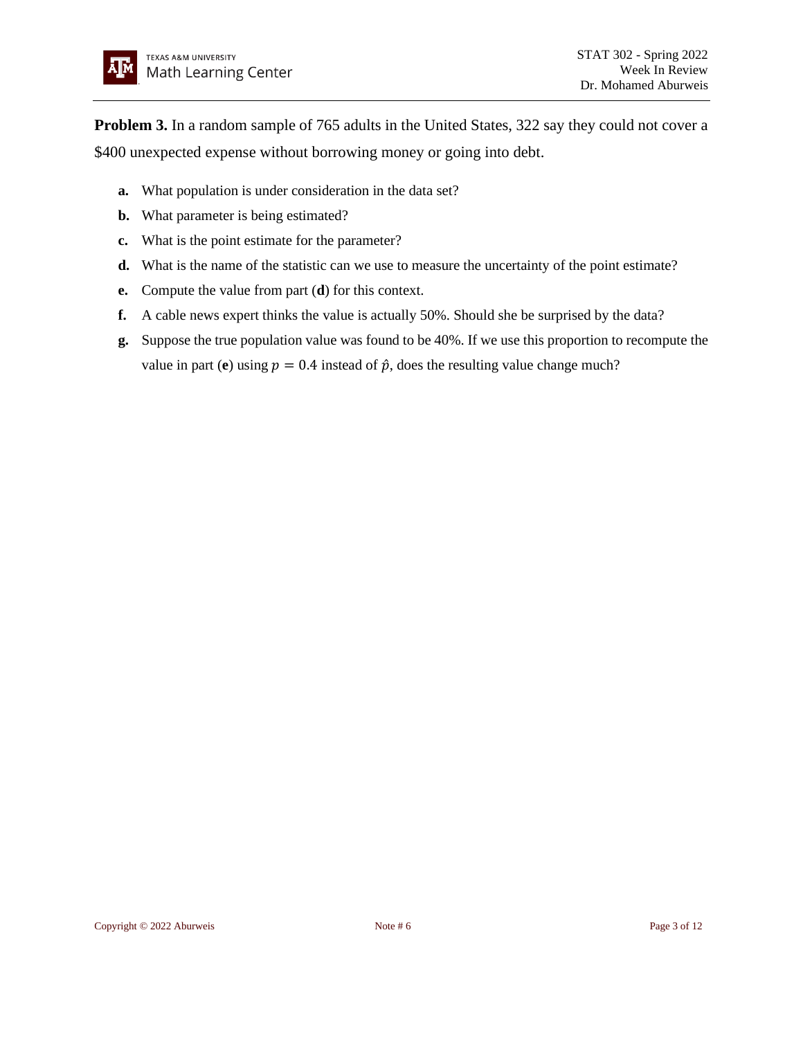**Problem 3.** In a random sample of 765 adults in the United States, 322 say they could not cover a $400 unexpected expense without borrowing money or going into debt.

**a.** What population is under consideration in the data set?

**b.** What parameter is being estimated?

**c.** What is the point estimate for the parameter?

**d.** What is the name of the statistic can we use to measure the uncertainty of the point estimate?

**e.** Compute the value from part (**d**) for this context.

**f.** A cable news expert thinks the value is actually 50%. Should she be surprised by the data?

**g.** Suppose the true population value was found to be 40%. If we use this proportion to recompute the value in part (**e**) using $p = 0.4$ instead of $\hat{p}$, does the resulting value change much?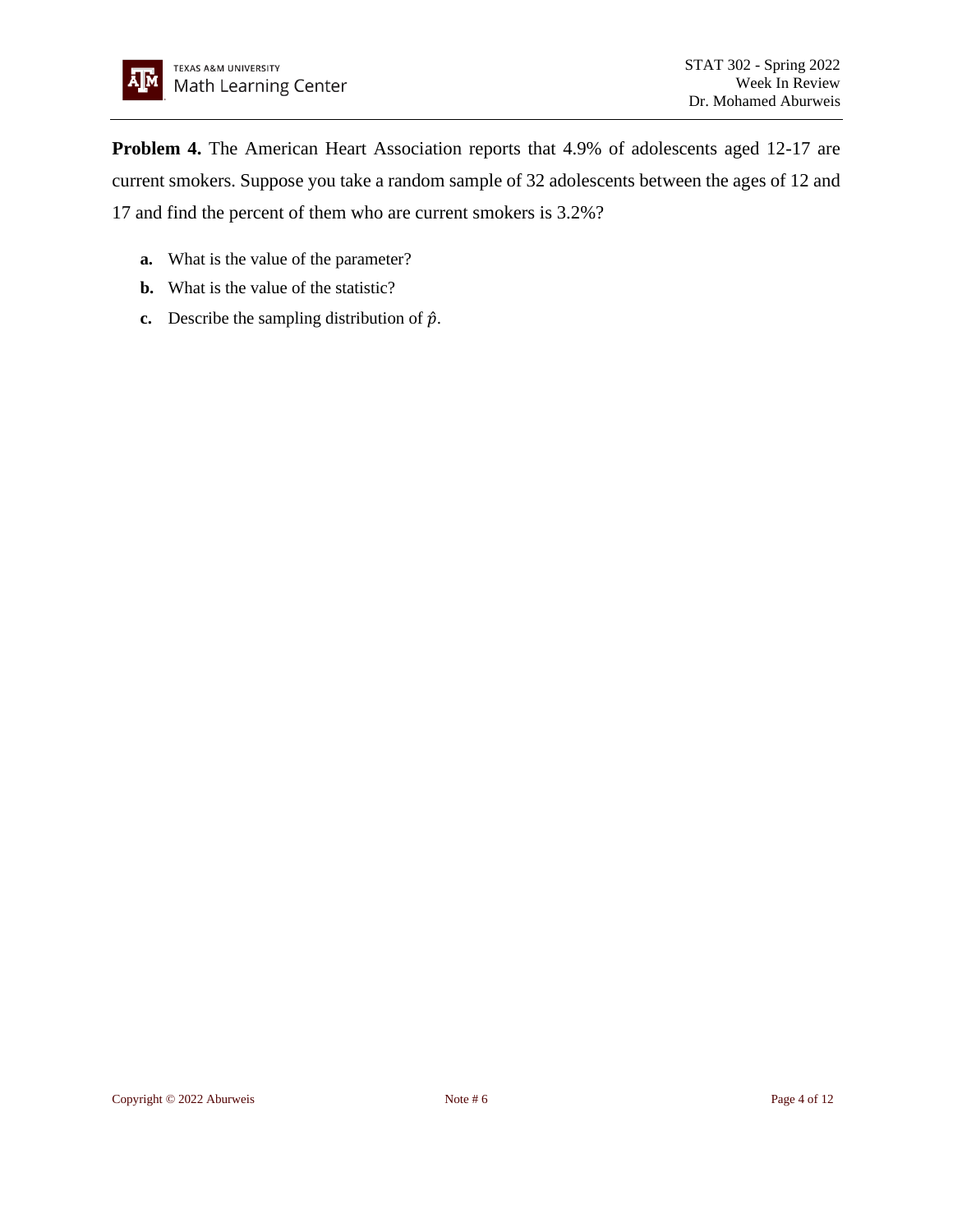**Problem 4.** The American Heart Association reports that 4.9% of adolescents aged 12-17 are current smokers. Suppose you take a random sample of 32 adolescents between the ages of 12 and 17 and find the percent of them who are current smokers is 3.2%?

- **a.** What is the value of the parameter?
- **b.** What is the value of the statistic?
- **c.** Describe the sampling distribution of $\hat{p}$.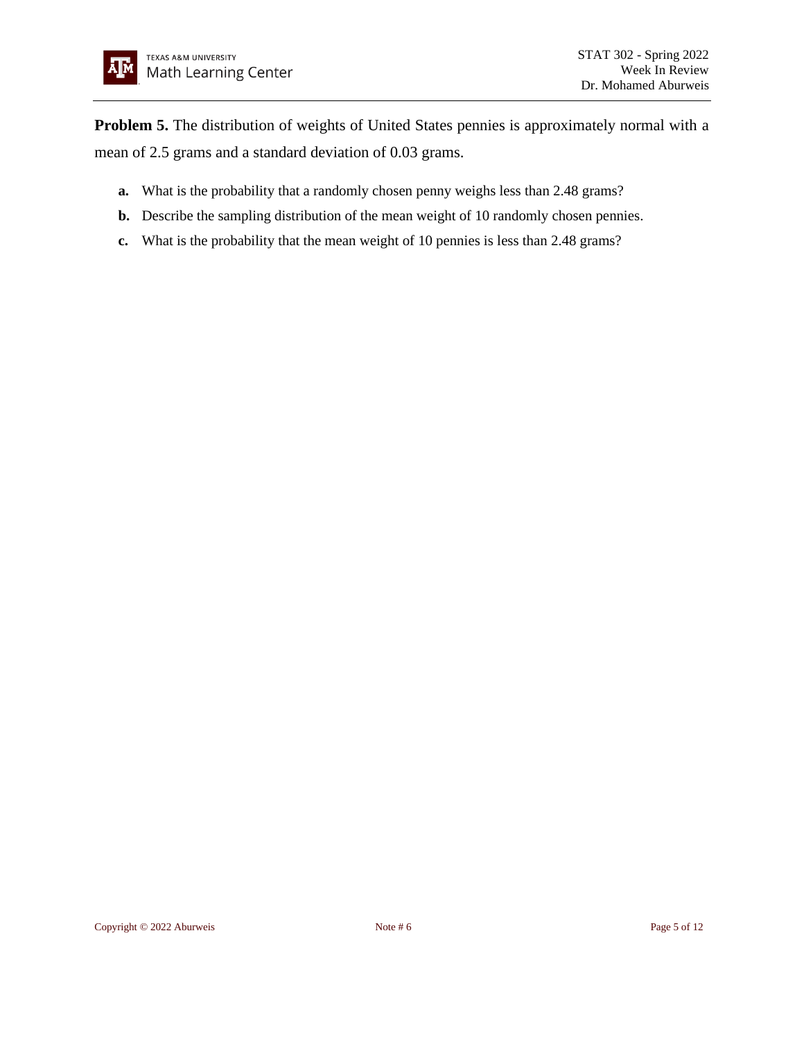**Problem 5.** The distribution of weights of United States pennies is approximately normal with a mean of 2.5 grams and a standard deviation of 0.03 grams.

- **a.** What is the probability that a randomly chosen penny weighs less than 2.48 grams?
- **b.** Describe the sampling distribution of the mean weight of 10 randomly chosen pennies.
- **c.** What is the probability that the mean weight of 10 pennies is less than 2.48 grams?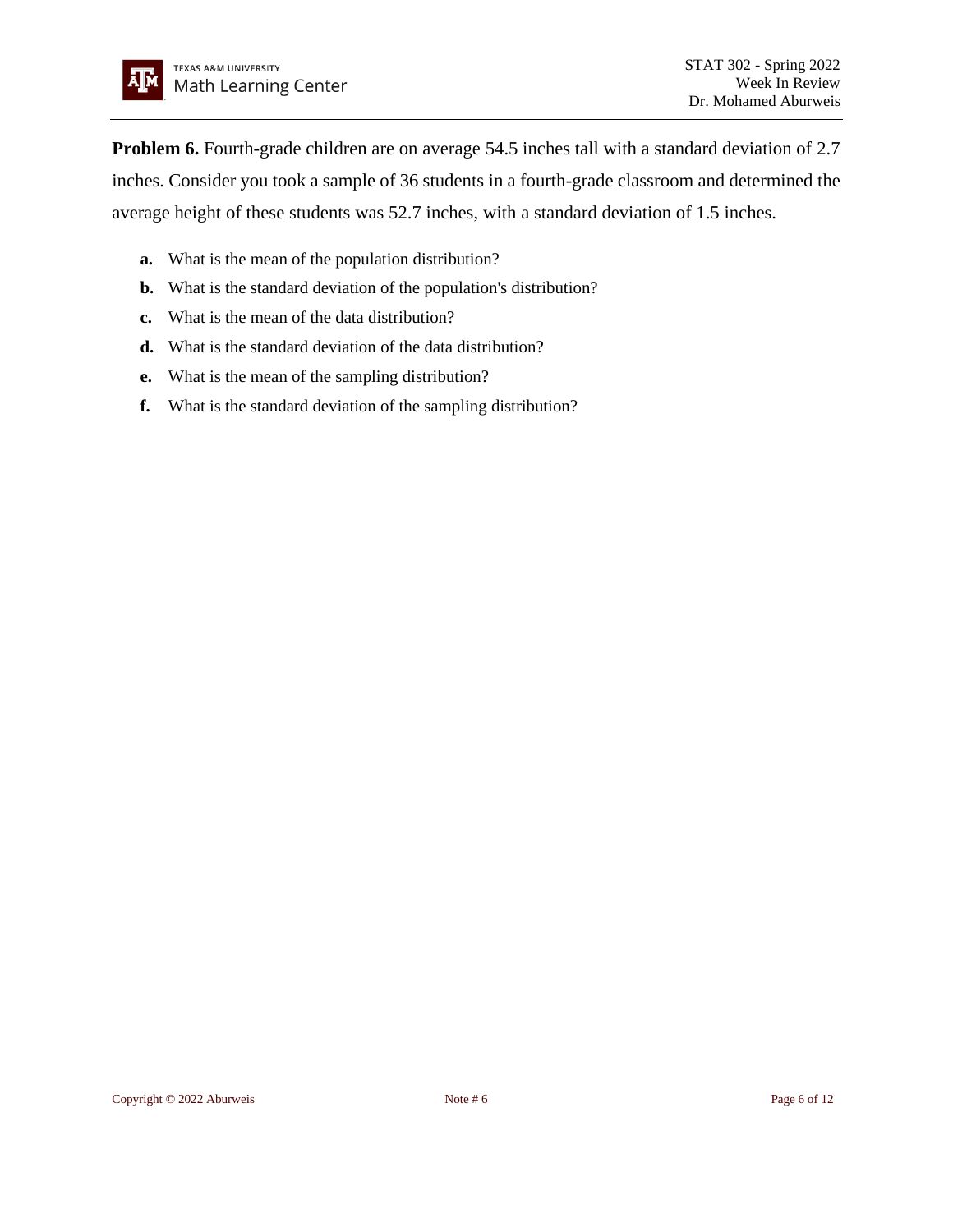**Problem 6.** Fourth-grade children are on average 54.5 inches tall with a standard deviation of 2.7 inches. Consider you took a sample of 36 students in a fourth-grade classroom and determined the average height of these students was 52.7 inches, with a standard deviation of 1.5 inches.

- **a.** What is the mean of the population distribution?
- **b.** What is the standard deviation of the population's distribution?
- **c.** What is the mean of the data distribution?
- **d.** What is the standard deviation of the data distribution?
- **e.** What is the mean of the sampling distribution?
- **f.** What is the standard deviation of the sampling distribution?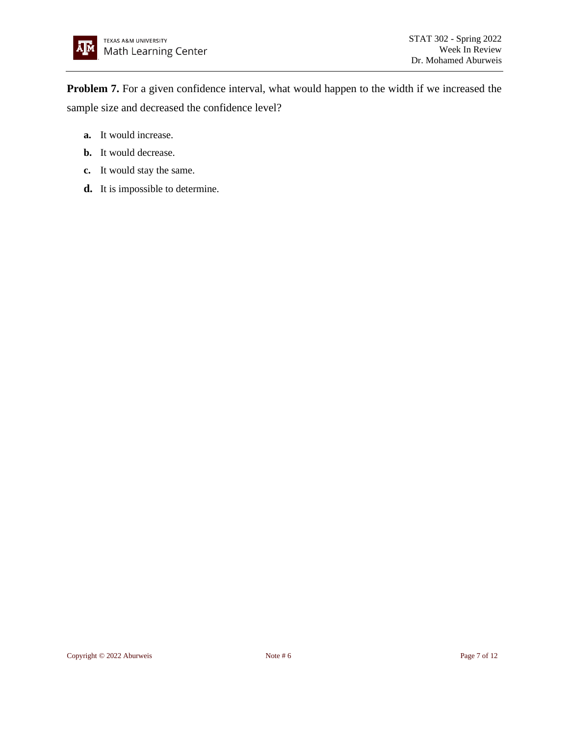**Problem 7.** For a given confidence interval, what would happen to the width if we increased the sample size and decreased the confidence level?

- **a.** It would increase.
- **b.** It would decrease.
- **c.** It would stay the same.
- **d.** It is impossible to determine.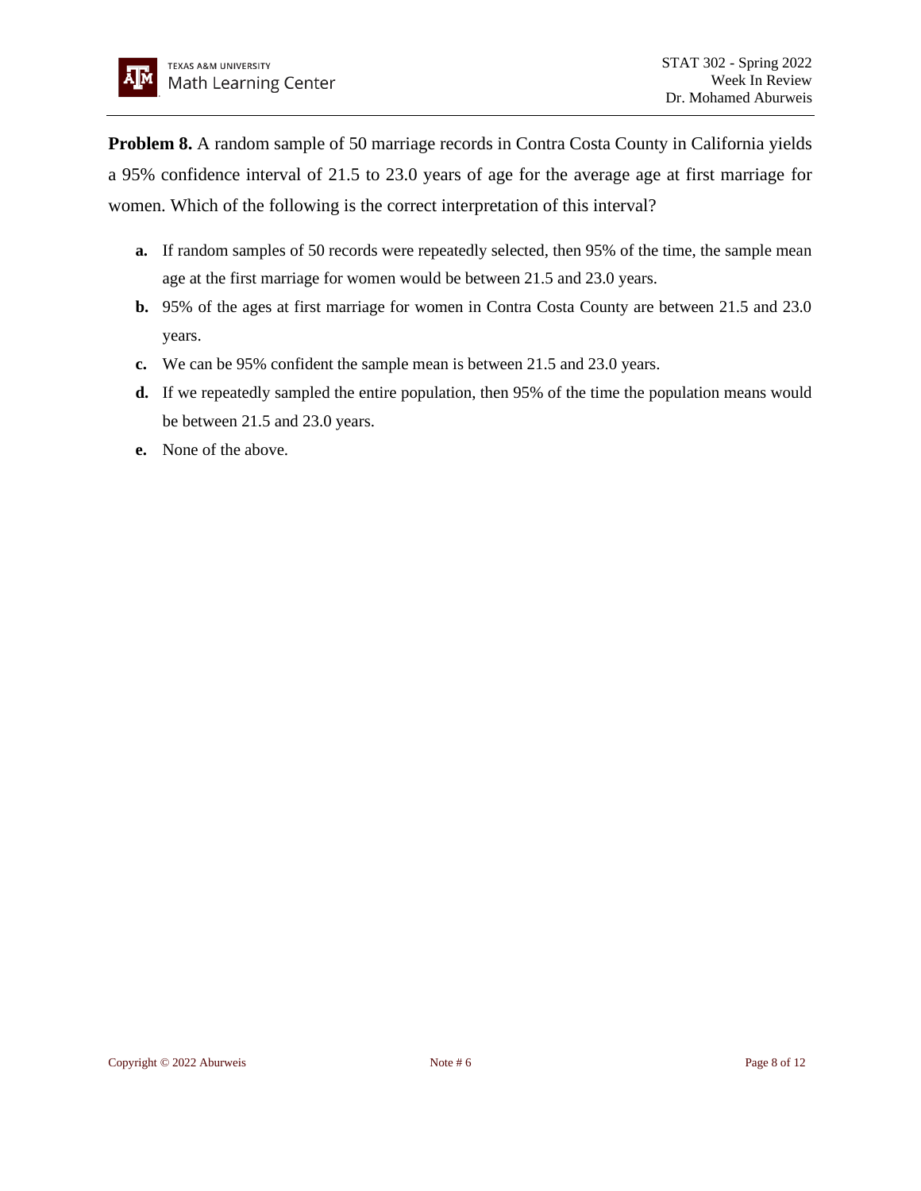**Problem 8.** A random sample of 50 marriage records in Contra Costa County in California yields a 95% confidence interval of 21.5 to 23.0 years of age for the average age at first marriage for women. Which of the following is the correct interpretation of this interval?

- **a.** If random samples of 50 records were repeatedly selected, then 95% of the time, the sample mean age at the first marriage for women would be between 21.5 and 23.0 years.
- **b.** 95% of the ages at first marriage for women in Contra Costa County are between 21.5 and 23.0 years.
- **c.** We can be 95% confident the sample mean is between 21.5 and 23.0 years.
- **d.** If we repeatedly sampled the entire population, then 95% of the time the population means would be between 21.5 and 23.0 years.
- **e.** None of the above.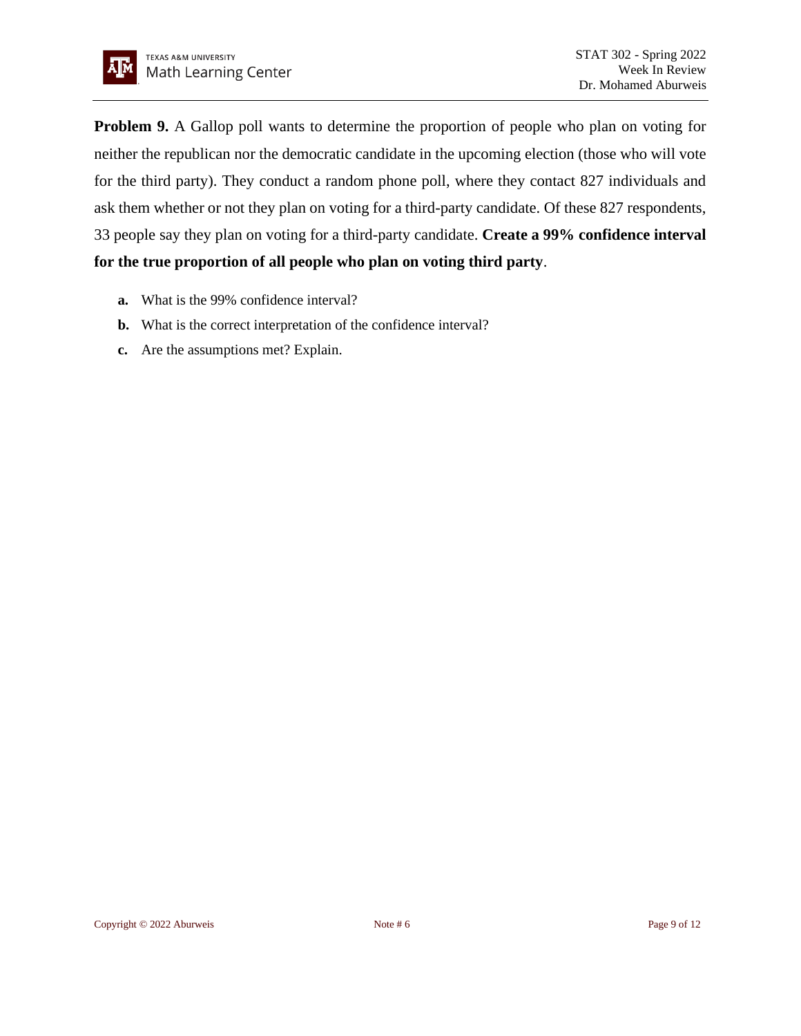**Problem 9.** A Gallop poll wants to determine the proportion of people who plan on voting for neither the republican nor the democratic candidate in the upcoming election (those who will vote for the third party). They conduct a random phone poll, where they contact 827 individuals and ask them whether or not they plan on voting for a third-party candidate. Of these 827 respondents, 33 people say they plan on voting for a third-party candidate. **Create a 99% confidence interval for the true proportion of all people who plan on voting third party**.

- **a.** What is the 99% confidence interval?
- **b.** What is the correct interpretation of the confidence interval?
- **c.** Are the assumptions met? Explain.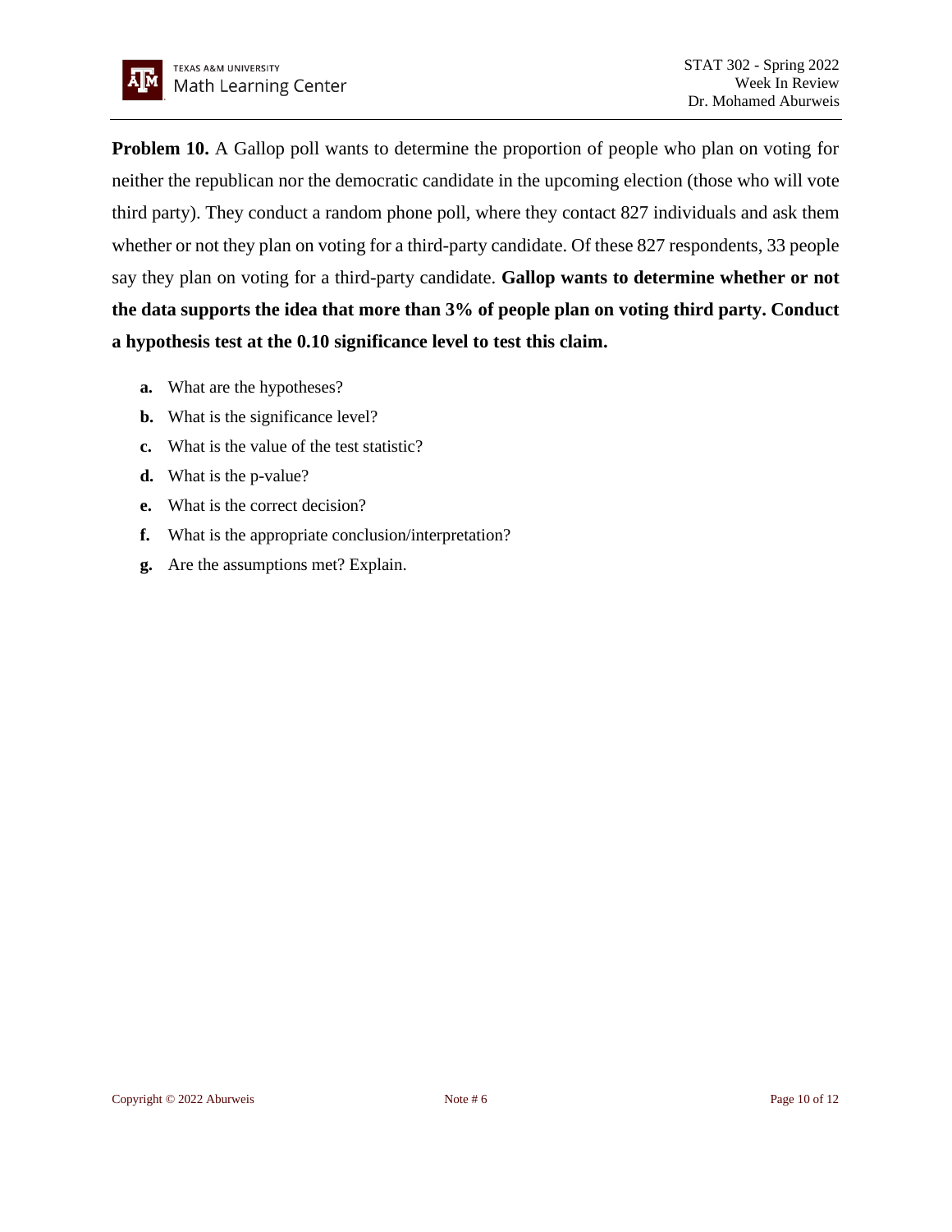**Problem 10.** A Gallop poll wants to determine the proportion of people who plan on voting for neither the republican nor the democratic candidate in the upcoming election (those who will vote third party). They conduct a random phone poll, where they contact 827 individuals and ask them whether or not they plan on voting for a third-party candidate. Of these 827 respondents, 33 people say they plan on voting for a third-party candidate. **Gallop wants to determine whether or not the data supports the idea that more than 3% of people plan on voting third party. Conduct a hypothesis test at the 0.10 significance level to test this claim.**

- **a.** What are the hypotheses?
- **b.** What is the significance level?
- **c.** What is the value of the test statistic?
- **d.** What is the p-value?
- **e.** What is the correct decision?
- **f.** What is the appropriate conclusion/interpretation?
- **g.** Are the assumptions met? Explain.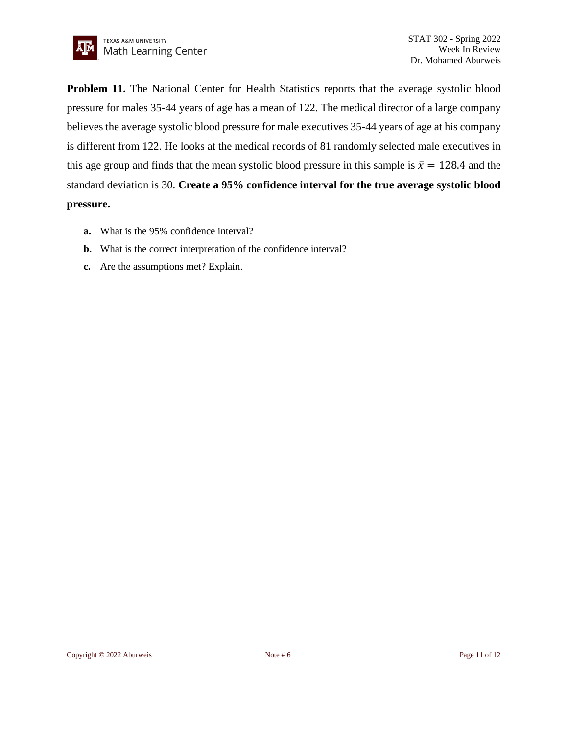**Problem 11.** The National Center for Health Statistics reports that the average systolic blood pressure for males 35-44 years of age has a mean of 122. The medical director of a large company believes the average systolic blood pressure for male executives 35-44 years of age at his company is different from 122. He looks at the medical records of 81 randomly selected male executives in this age group and finds that the mean systolic blood pressure in this sample is $\bar{x} = 128.4$ and the standard deviation is 30. **Create a 95% confidence interval for the true average systolic blood pressure.**

**a.** What is the 95% confidence interval?

**b.** What is the correct interpretation of the confidence interval?

**c.** Are the assumptions met? Explain.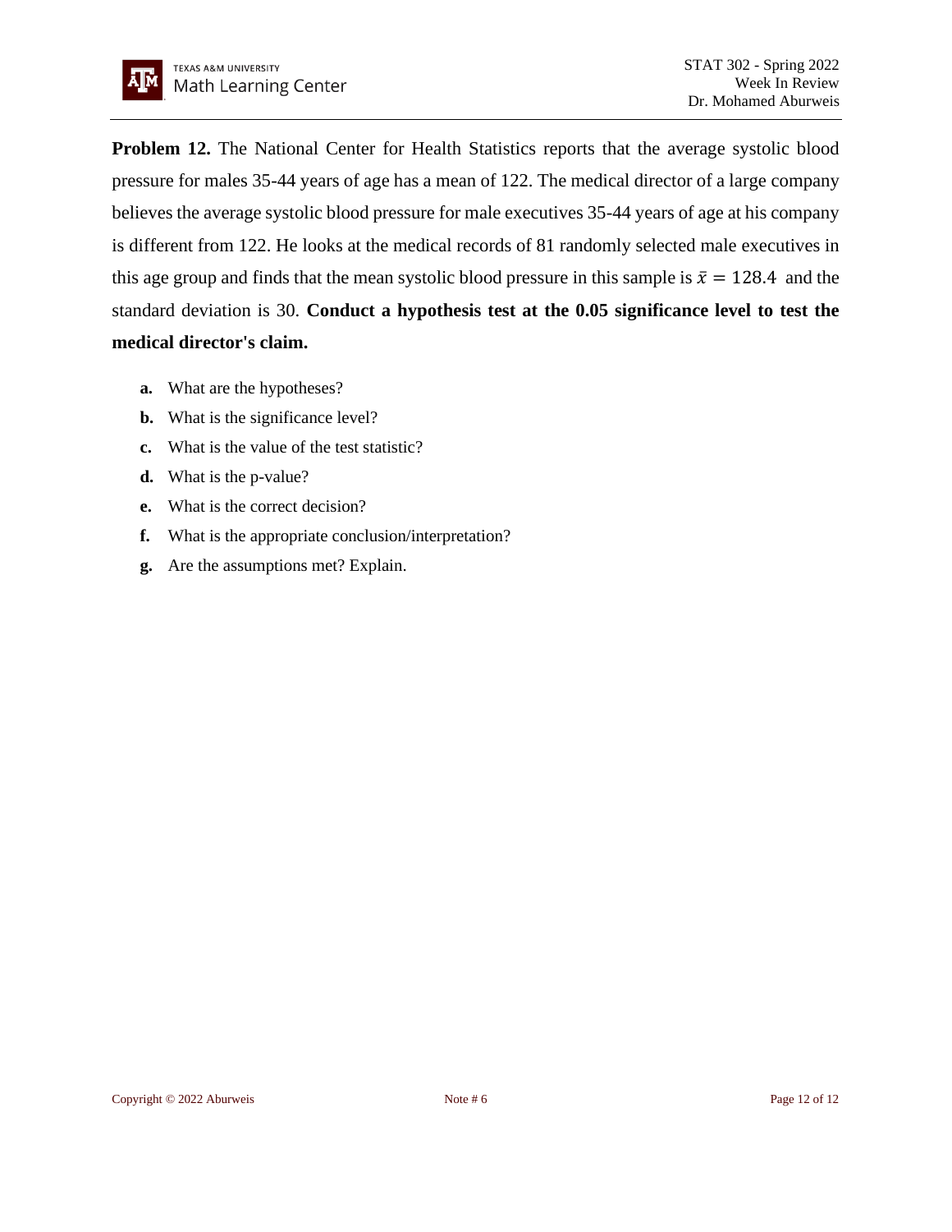**Problem 12.** The National Center for Health Statistics reports that the average systolic blood pressure for males 35-44 years of age has a mean of 122. The medical director of a large company believes the average systolic blood pressure for male executives 35-44 years of age at his company is different from 122. He looks at the medical records of 81 randomly selected male executives in this age group and finds that the mean systolic blood pressure in this sample is $\bar{x} = 128.4$ and the standard deviation is 30. **Conduct a hypothesis test at the 0.05 significance level to test the medical director's claim.**

- **a.** What are the hypotheses?
- **b.** What is the significance level?
- **c.** What is the value of the test statistic?
- **d.** What is the p-value?
- **e.** What is the correct decision?
- **f.** What is the appropriate conclusion/interpretation?
- **g.** Are the assumptions met? Explain.